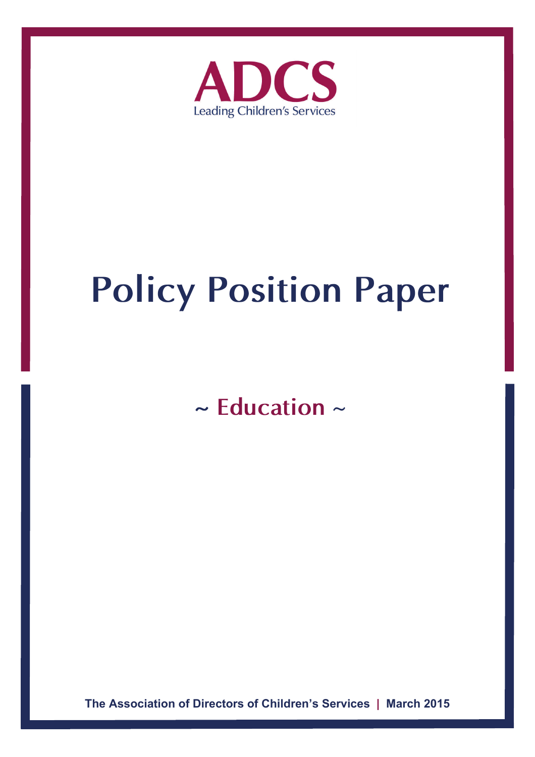ADCS

Leading Children's Services

# Policy Position Paper

## ~ Education ~

**The Association of Directors of Children's Services | March 2015**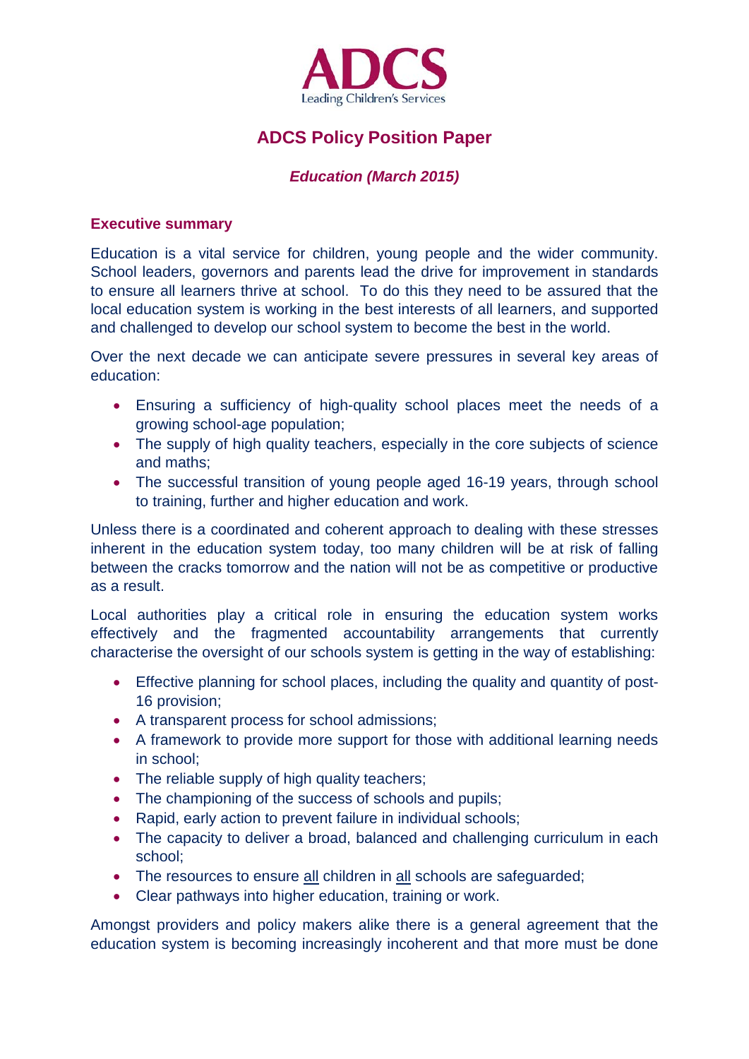ADCS
Leading Children's Services

# ADCS Policy Position Paper

### *Education (March 2015)*

## Executive summary

Education is a vital service for children, young people and the wider community. School leaders, governors and parents lead the drive for improvement in standards to ensure all learners thrive at school. To do this they need to be assured that the local education system is working in the best interests of all learners, and supported and challenged to develop our school system to become the best in the world.

Over the next decade we can anticipate severe pressures in several key areas of education:

- Ensuring a sufficiency of high-quality school places meet the needs of a growing school-age population;
- The supply of high quality teachers, especially in the core subjects of science and maths;
- The successful transition of young people aged 16-19 years, through school to training, further and higher education and work.

Unless there is a coordinated and coherent approach to dealing with these stresses inherent in the education system today, too many children will be at risk of falling between the cracks tomorrow and the nation will not be as competitive or productive as a result.

Local authorities play a critical role in ensuring the education system works effectively and the fragmented accountability arrangements that currently characterise the oversight of our schools system is getting in the way of establishing:

- Effective planning for school places, including the quality and quantity of post-16 provision;
- A transparent process for school admissions;
- A framework to provide more support for those with additional learning needs in school;
- The reliable supply of high quality teachers;
- The championing of the success of schools and pupils;
- Rapid, early action to prevent failure in individual schools;
- The capacity to deliver a broad, balanced and challenging curriculum in each school;
- The resources to ensure all children in all schools are safeguarded;
- Clear pathways into higher education, training or work.

Amongst providers and policy makers alike there is a general agreement that the education system is becoming increasingly incoherent and that more must be done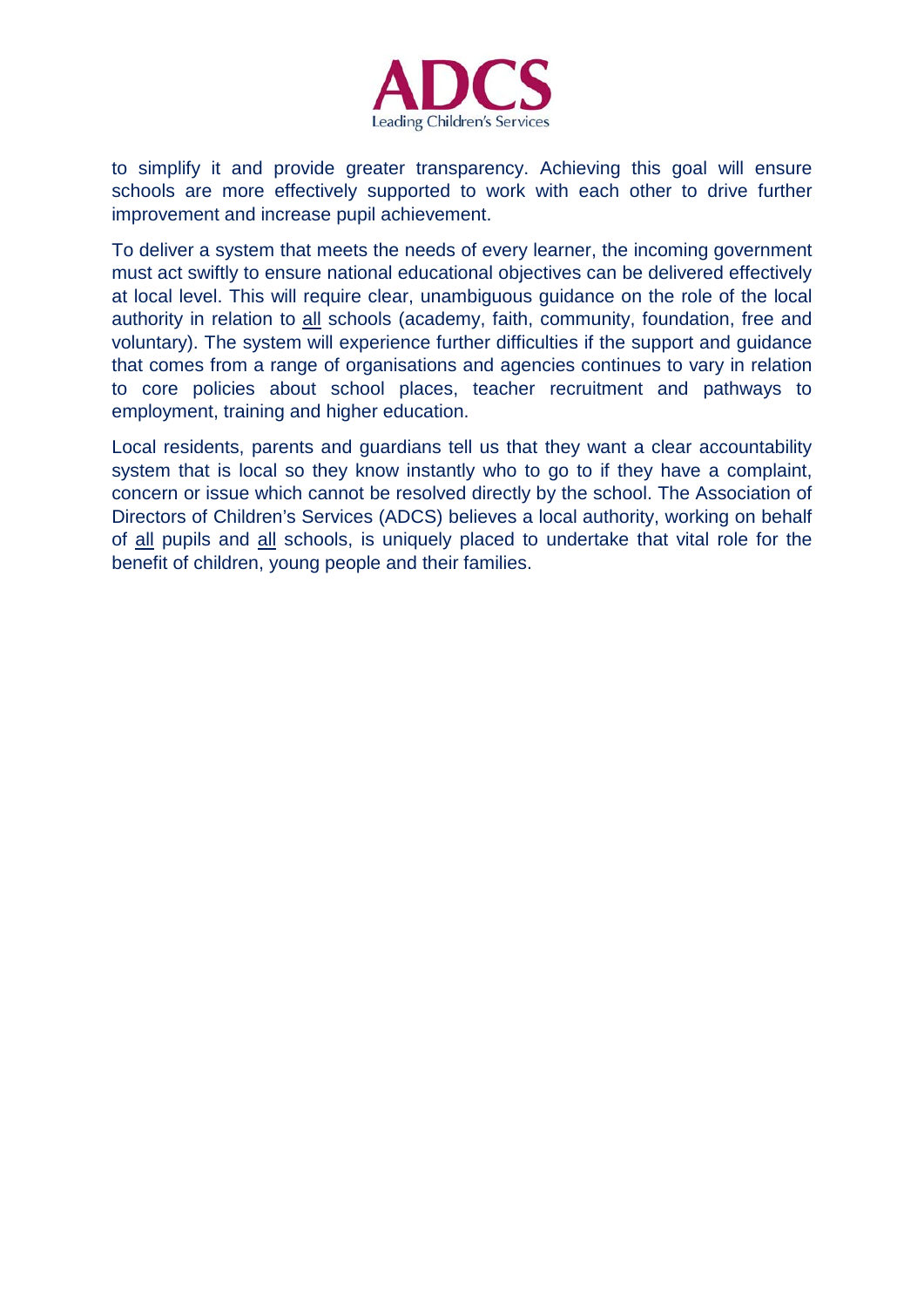to simplify it and provide greater transparency. Achieving this goal will ensure schools are more effectively supported to work with each other to drive further improvement and increase pupil achievement.

To deliver a system that meets the needs of every learner, the incoming government must act swiftly to ensure national educational objectives can be delivered effectively at local level. This will require clear, unambiguous guidance on the role of the local authority in relation to <u>all</u> schools (academy, faith, community, foundation, free and voluntary). The system will experience further difficulties if the support and guidance that comes from a range of organisations and agencies continues to vary in relation to core policies about school places, teacher recruitment and pathways to employment, training and higher education.

Local residents, parents and guardians tell us that they want a clear accountability system that is local so they know instantly who to go to if they have a complaint, concern or issue which cannot be resolved directly by the school. The Association of Directors of Children's Services (ADCS) believes a local authority, working on behalf of <u>all</u> pupils and <u>all</u> schools, is uniquely placed to undertake that vital role for the benefit of children, young people and their families.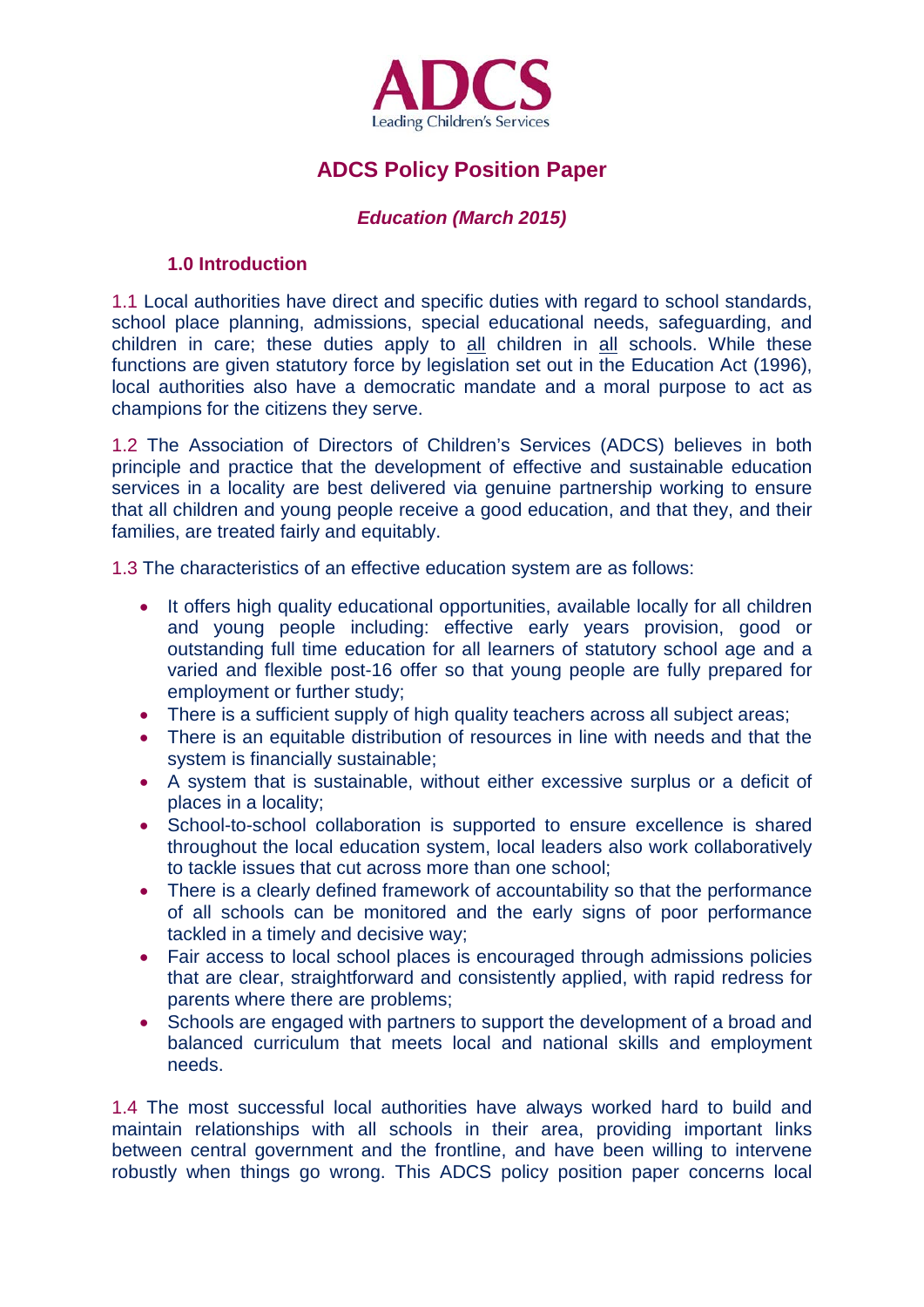# ADCS

Leading Children's Services

## ADCS Policy Position Paper

### *Education (March 2015)*

### 1.0 Introduction

1.1 Local authorities have direct and specific duties with regard to school standards, school place planning, admissions, special educational needs, safeguarding, and children in care; these duties apply to all children in all schools. While these functions are given statutory force by legislation set out in the Education Act (1996), local authorities also have a democratic mandate and a moral purpose to act as champions for the citizens they serve.

1.2 The Association of Directors of Children's Services (ADCS) believes in both principle and practice that the development of effective and sustainable education services in a locality are best delivered via genuine partnership working to ensure that all children and young people receive a good education, and that they, and their families, are treated fairly and equitably.

1.3 The characteristics of an effective education system are as follows:

- It offers high quality educational opportunities, available locally for all children and young people including: effective early years provision, good or outstanding full time education for all learners of statutory school age and a varied and flexible post-16 offer so that young people are fully prepared for employment or further study;
- There is a sufficient supply of high quality teachers across all subject areas;
- There is an equitable distribution of resources in line with needs and that the system is financially sustainable;
- A system that is sustainable, without either excessive surplus or a deficit of places in a locality;
- School-to-school collaboration is supported to ensure excellence is shared throughout the local education system, local leaders also work collaboratively to tackle issues that cut across more than one school;
- There is a clearly defined framework of accountability so that the performance of all schools can be monitored and the early signs of poor performance tackled in a timely and decisive way;
- Fair access to local school places is encouraged through admissions policies that are clear, straightforward and consistently applied, with rapid redress for parents where there are problems;
- Schools are engaged with partners to support the development of a broad and balanced curriculum that meets local and national skills and employment needs.

1.4 The most successful local authorities have always worked hard to build and maintain relationships with all schools in their area, providing important links between central government and the frontline, and have been willing to intervene robustly when things go wrong. This ADCS policy position paper concerns local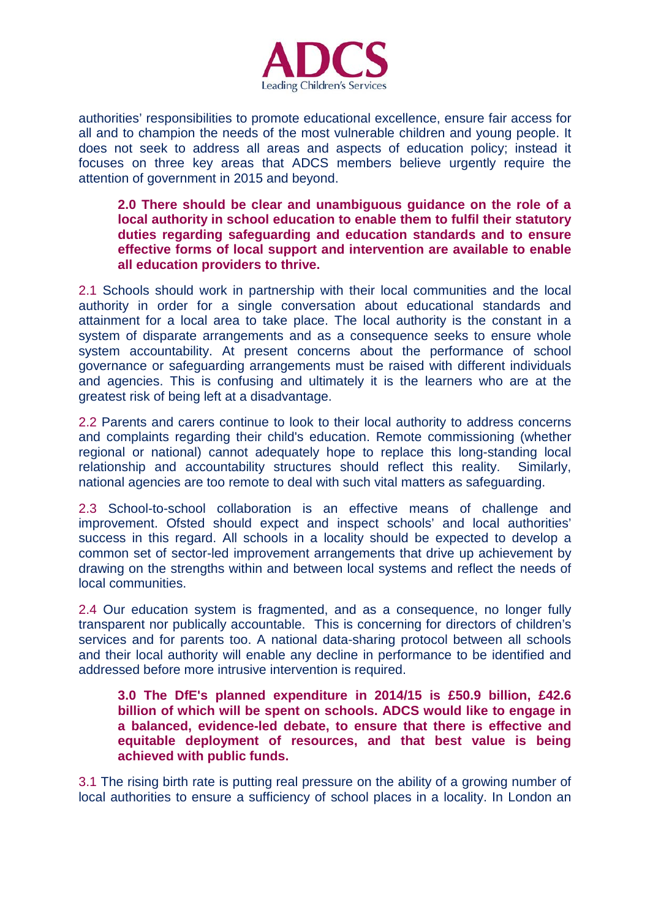authorities' responsibilities to promote educational excellence, ensure fair access for all and to champion the needs of the most vulnerable children and young people. It does not seek to address all areas and aspects of education policy; instead it focuses on three key areas that ADCS members believe urgently require the attention of government in 2015 and beyond.

**2.0 There should be clear and unambiguous guidance on the role of a local authority in school education to enable them to fulfil their statutory duties regarding safeguarding and education standards and to ensure effective forms of local support and intervention are available to enable all education providers to thrive.**

2.1 Schools should work in partnership with their local communities and the local authority in order for a single conversation about educational standards and attainment for a local area to take place. The local authority is the constant in a system of disparate arrangements and as a consequence seeks to ensure whole system accountability. At present concerns about the performance of school governance or safeguarding arrangements must be raised with different individuals and agencies. This is confusing and ultimately it is the learners who are at the greatest risk of being left at a disadvantage.

2.2 Parents and carers continue to look to their local authority to address concerns and complaints regarding their child's education. Remote commissioning (whether regional or national) cannot adequately hope to replace this long-standing local relationship and accountability structures should reflect this reality. Similarly, national agencies are too remote to deal with such vital matters as safeguarding.

2.3 School-to-school collaboration is an effective means of challenge and improvement. Ofsted should expect and inspect schools' and local authorities' success in this regard. All schools in a locality should be expected to develop a common set of sector-led improvement arrangements that drive up achievement by drawing on the strengths within and between local systems and reflect the needs of local communities.

2.4 Our education system is fragmented, and as a consequence, no longer fully transparent nor publically accountable. This is concerning for directors of children's services and for parents too. A national data-sharing protocol between all schools and their local authority will enable any decline in performance to be identified and addressed before more intrusive intervention is required.

**3.0 The DfE's planned expenditure in 2014/15 is £50.9 billion, £42.6 billion of which will be spent on schools. ADCS would like to engage in a balanced, evidence-led debate, to ensure that there is effective and equitable deployment of resources, and that best value is being achieved with public funds.**

3.1 The rising birth rate is putting real pressure on the ability of a growing number of local authorities to ensure a sufficiency of school places in a locality. In London an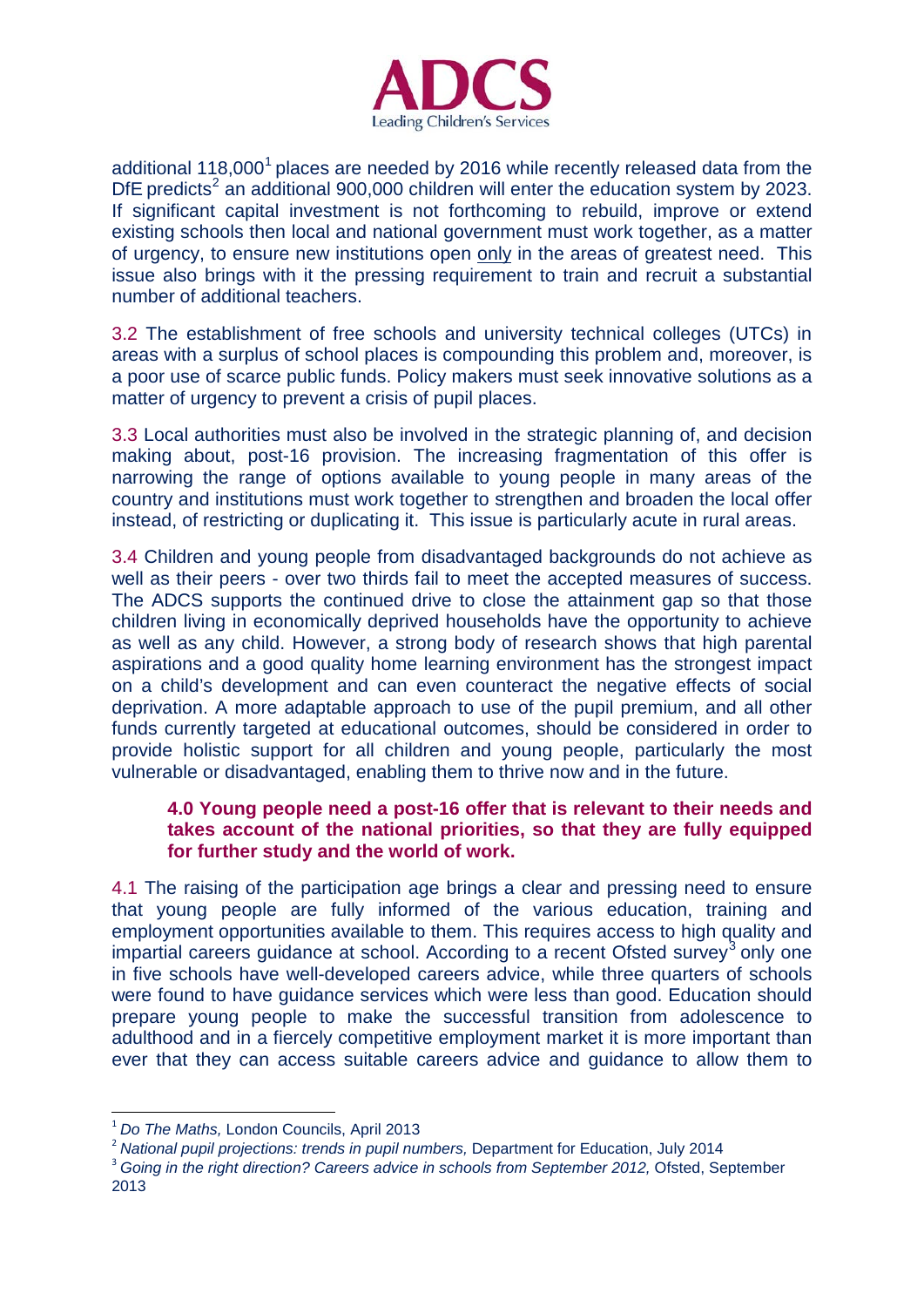additional 118,000[1] places are needed by 2016 while recently released data from the DfE predicts[2] an additional 900,000 children will enter the education system by 2023. If significant capital investment is not forthcoming to rebuild, improve or extend existing schools then local and national government must work together, as a matter of urgency, to ensure new institutions open <u>only</u> in the areas of greatest need. This issue also brings with it the pressing requirement to train and recruit a substantial number of additional teachers.

3.2 The establishment of free schools and university technical colleges (UTCs) in areas with a surplus of school places is compounding this problem and, moreover, is a poor use of scarce public funds. Policy makers must seek innovative solutions as a matter of urgency to prevent a crisis of pupil places.

3.3 Local authorities must also be involved in the strategic planning of, and decision making about, post-16 provision. The increasing fragmentation of this offer is narrowing the range of options available to young people in many areas of the country and institutions must work together to strengthen and broaden the local offer instead, of restricting or duplicating it. This issue is particularly acute in rural areas.

3.4 Children and young people from disadvantaged backgrounds do not achieve as well as their peers - over two thirds fail to meet the accepted measures of success. The ADCS supports the continued drive to close the attainment gap so that those children living in economically deprived households have the opportunity to achieve as well as any child. However, a strong body of research shows that high parental aspirations and a good quality home learning environment has the strongest impact on a child's development and can even counteract the negative effects of social deprivation. A more adaptable approach to use of the pupil premium, and all other funds currently targeted at educational outcomes, should be considered in order to provide holistic support for all children and young people, particularly the most vulnerable or disadvantaged, enabling them to thrive now and in the future.

**4.0 Young people need a post-16 offer that is relevant to their needs and takes account of the national priorities, so that they are fully equipped for further study and the world of work.**

4.1 The raising of the participation age brings a clear and pressing need to ensure that young people are fully informed of the various education, training and employment opportunities available to them. This requires access to high quality and impartial careers guidance at school. According to a recent Ofsted survey[3] only one in five schools have well-developed careers advice, while three quarters of schools were found to have guidance services which were less than good. Education should prepare young people to make the successful transition from adolescence to adulthood and in a fiercely competitive employment market it is more important than ever that they can access suitable careers advice and guidance to allow them to

---

[1] *Do The Maths,* London Councils, April 2013

[2] *National pupil projections: trends in pupil numbers,* Department for Education, July 2014

[3] *Going in the right direction? Careers advice in schools from September 2012,* Ofsted, September 2013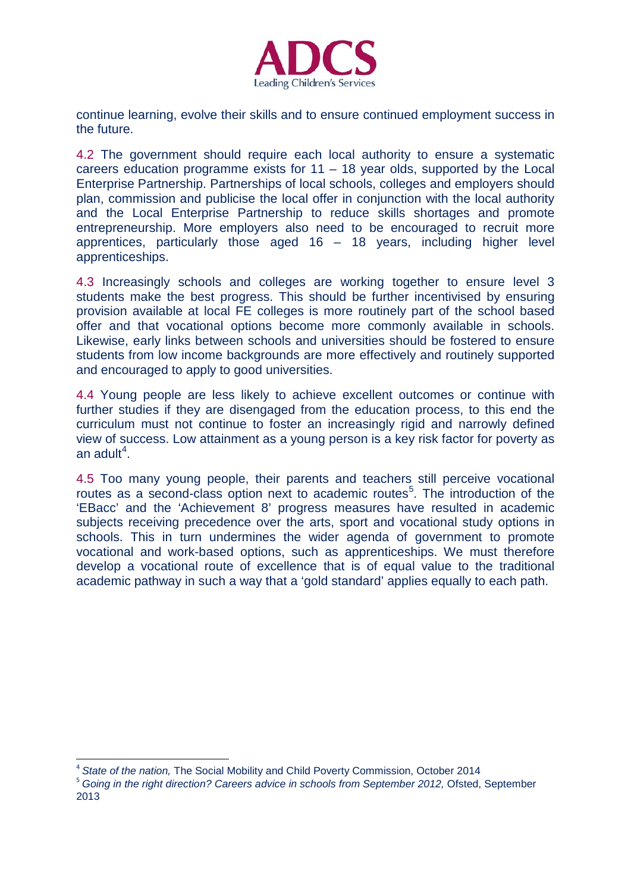continue learning, evolve their skills and to ensure continued employment success in the future.

4.2 The government should require each local authority to ensure a systematic careers education programme exists for 11 – 18 year olds, supported by the Local Enterprise Partnership. Partnerships of local schools, colleges and employers should plan, commission and publicise the local offer in conjunction with the local authority and the Local Enterprise Partnership to reduce skills shortages and promote entrepreneurship. More employers also need to be encouraged to recruit more apprentices, particularly those aged 16 – 18 years, including higher level apprenticeships.

4.3 Increasingly schools and colleges are working together to ensure level 3 students make the best progress. This should be further incentivised by ensuring provision available at local FE colleges is more routinely part of the school based offer and that vocational options become more commonly available in schools. Likewise, early links between schools and universities should be fostered to ensure students from low income backgrounds are more effectively and routinely supported and encouraged to apply to good universities.

4.4 Young people are less likely to achieve excellent outcomes or continue with further studies if they are disengaged from the education process, to this end the curriculum must not continue to foster an increasingly rigid and narrowly defined view of success. Low attainment as a young person is a key risk factor for poverty as an adult[4].

4.5 Too many young people, their parents and teachers still perceive vocational routes as a second-class option next to academic routes[5]. The introduction of the 'EBacc' and the 'Achievement 8' progress measures have resulted in academic subjects receiving precedence over the arts, sport and vocational study options in schools. This in turn undermines the wider agenda of government to promote vocational and work-based options, such as apprenticeships. We must therefore develop a vocational route of excellence that is of equal value to the traditional academic pathway in such a way that a 'gold standard' applies equally to each path.

---

[4] *State of the nation,* The Social Mobility and Child Poverty Commission, October 2014

[5] *Going in the right direction? Careers advice in schools from September 2012,* Ofsted, September 2013